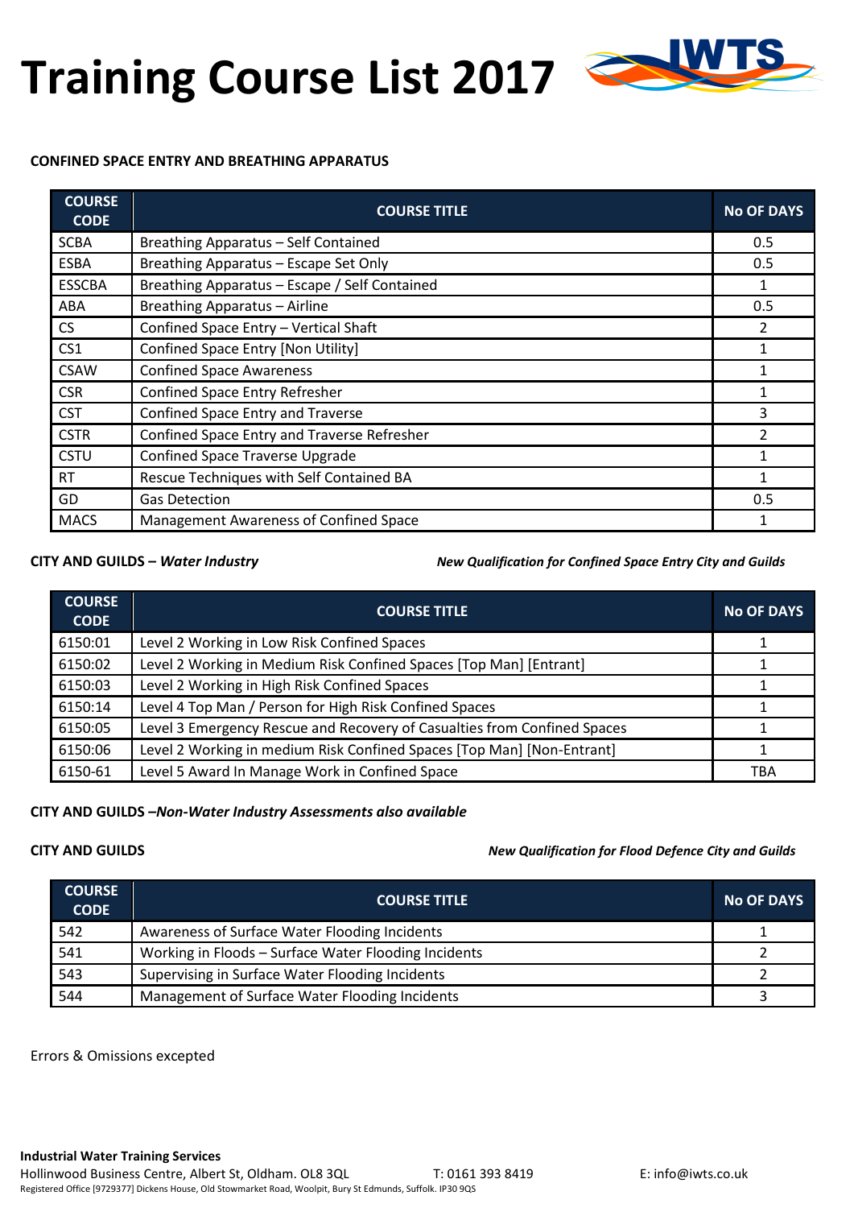# Training Course List 2017

**CONFINED SPACE ENTRY AND BREATHING APPARATUS**

| COURSE CODE | COURSE TITLE | No OF DAYS |
|---|---|---|
| SCBA | Breathing Apparatus – Self Contained | 0.5 |
| ESBA | Breathing Apparatus – Escape Set Only | 0.5 |
| ESSCBA | Breathing Apparatus – Escape / Self Contained | 1 |
| ABA | Breathing Apparatus – Airline | 0.5 |
| CS | Confined Space Entry – Vertical Shaft | 2 |
| CS1 | Confined Space Entry [Non Utility] | 1 |
| CSAW | Confined Space Awareness | 1 |
| CSR | Confined Space Entry Refresher | 1 |
| CST | Confined Space Entry and Traverse | 3 |
| CSTR | Confined Space Entry and Traverse Refresher | 2 |
| CSTU | Confined Space Traverse Upgrade | 1 |
| RT | Rescue Techniques with Self Contained BA | 1 |
| GD | Gas Detection | 0.5 |
| MACS | Management Awareness of Confined Space | 1 |

**CITY AND GUILDS – *Water Industry***

***New Qualification for Confined Space Entry City and Guilds***

| COURSE CODE | COURSE TITLE | No OF DAYS |
|---|---|---|
| 6150:01 | Level 2 Working in Low Risk Confined Spaces | 1 |
| 6150:02 | Level 2 Working in Medium Risk Confined Spaces [Top Man] [Entrant] | 1 |
| 6150:03 | Level 2 Working in High Risk Confined Spaces | 1 |
| 6150:14 | Level 4 Top Man / Person for High Risk Confined Spaces | 1 |
| 6150:05 | Level 3 Emergency Rescue and Recovery of Casualties from Confined Spaces | 1 |
| 6150:06 | Level 2 Working in medium Risk Confined Spaces [Top Man] [Non-Entrant] | 1 |
| 6150-61 | Level 5 Award In Manage Work in Confined Space | TBA |

**CITY AND GUILDS –*Non-Water Industry Assessments also available***

**CITY AND GUILDS**

***New Qualification for Flood Defence City and Guilds***

| COURSE CODE | COURSE TITLE | No OF DAYS |
|---|---|---|
| 542 | Awareness of Surface Water Flooding Incidents | 1 |
| 541 | Working in Floods – Surface Water Flooding Incidents | 2 |
| 543 | Supervising in Surface Water Flooding Incidents | 2 |
| 544 | Management of Surface Water Flooding Incidents | 3 |

Errors & Omissions excepted

**Industrial Water Training Services**
Hollinwood Business Centre, Albert St, Oldham. OL8 3QL T: 0161 393 8419 E: info@iwts.co.uk
Registered Office [9729377] Dickens House, Old Stowmarket Road, Woolpit, Bury St Edmunds, Suffolk. IP30 9QS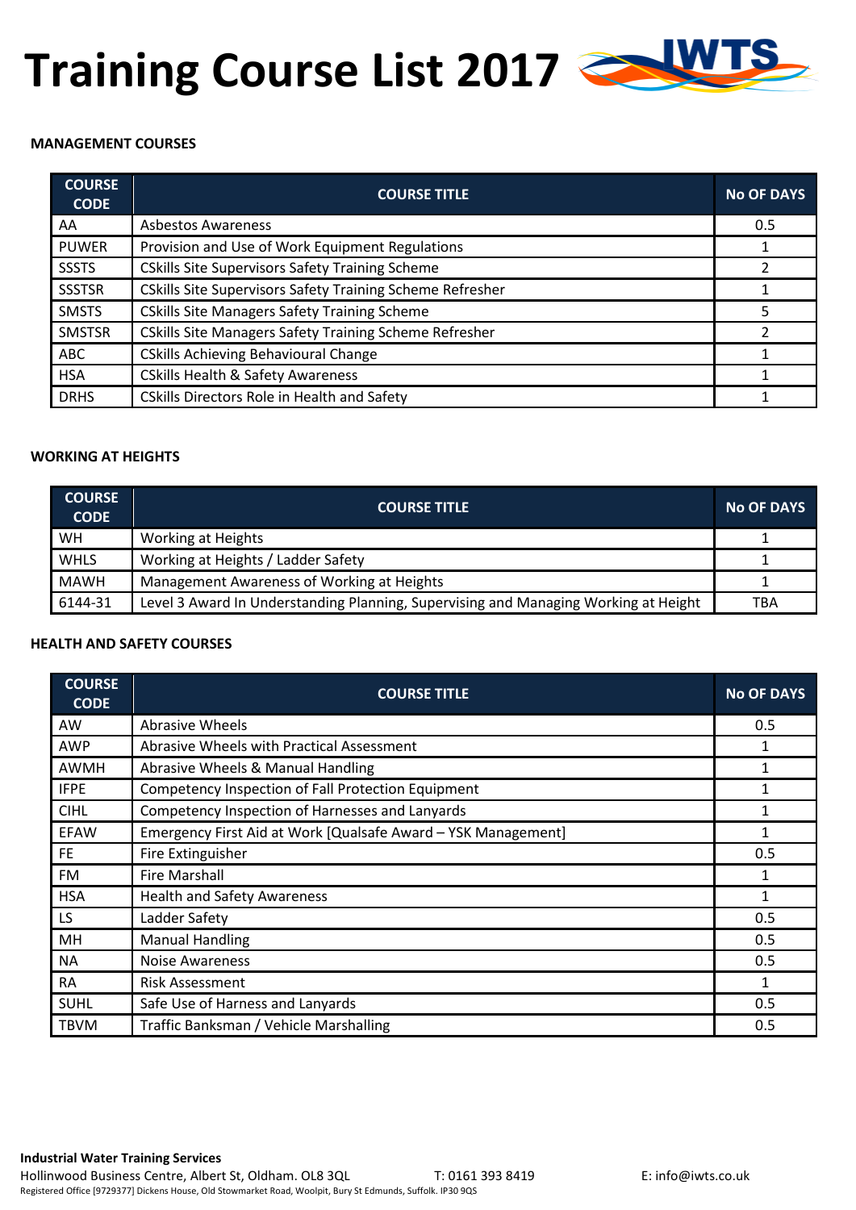# Training Course List 2017

**MANAGEMENT COURSES**

| COURSE CODE | COURSE TITLE | No OF DAYS |
|---|---|---|
| AA | Asbestos Awareness | 0.5 |
| PUWER | Provision and Use of Work Equipment Regulations | 1 |
| SSSTS | CSkills Site Supervisors Safety Training Scheme | 2 |
| SSSTSR | CSkills Site Supervisors Safety Training Scheme Refresher | 1 |
| SMSTS | CSkills Site Managers Safety Training Scheme | 5 |
| SMSTSR | CSkills Site Managers Safety Training Scheme Refresher | 2 |
| ABC | CSkills Achieving Behavioural Change | 1 |
| HSA | CSkills Health & Safety Awareness | 1 |
| DRHS | CSkills Directors Role in Health and Safety | 1 |

**WORKING AT HEIGHTS**

| COURSE CODE | COURSE TITLE | No OF DAYS |
|---|---|---|
| WH | Working at Heights | 1 |
| WHLS | Working at Heights / Ladder Safety | 1 |
| MAWH | Management Awareness of Working at Heights | 1 |
| 6144-31 | Level 3 Award In Understanding Planning, Supervising and Managing Working at Height | TBA |

**HEALTH AND SAFETY COURSES**

| COURSE CODE | COURSE TITLE | No OF DAYS |
|---|---|---|
| AW | Abrasive Wheels | 0.5 |
| AWP | Abrasive Wheels with Practical Assessment | 1 |
| AWMH | Abrasive Wheels & Manual Handling | 1 |
| IFPE | Competency Inspection of Fall Protection Equipment | 1 |
| CIHL | Competency Inspection of Harnesses and Lanyards | 1 |
| EFAW | Emergency First Aid at Work [Qualsafe Award – YSK Management] | 1 |
| FE | Fire Extinguisher | 0.5 |
| FM | Fire Marshall | 1 |
| HSA | Health and Safety Awareness | 1 |
| LS | Ladder Safety | 0.5 |
| MH | Manual Handling | 0.5 |
| NA | Noise Awareness | 0.5 |
| RA | Risk Assessment | 1 |
| SUHL | Safe Use of Harness and Lanyards | 0.5 |
| TBVM | Traffic Banksman / Vehicle Marshalling | 0.5 |

**Industrial Water Training Services**
Hollinwood Business Centre, Albert St, Oldham. OL8 3QL T: 0161 393 8419 E: info@iwts.co.uk
Registered Office [9729377] Dickens House, Old Stowmarket Road, Woolpit, Bury St Edmunds, Suffolk. IP30 9QS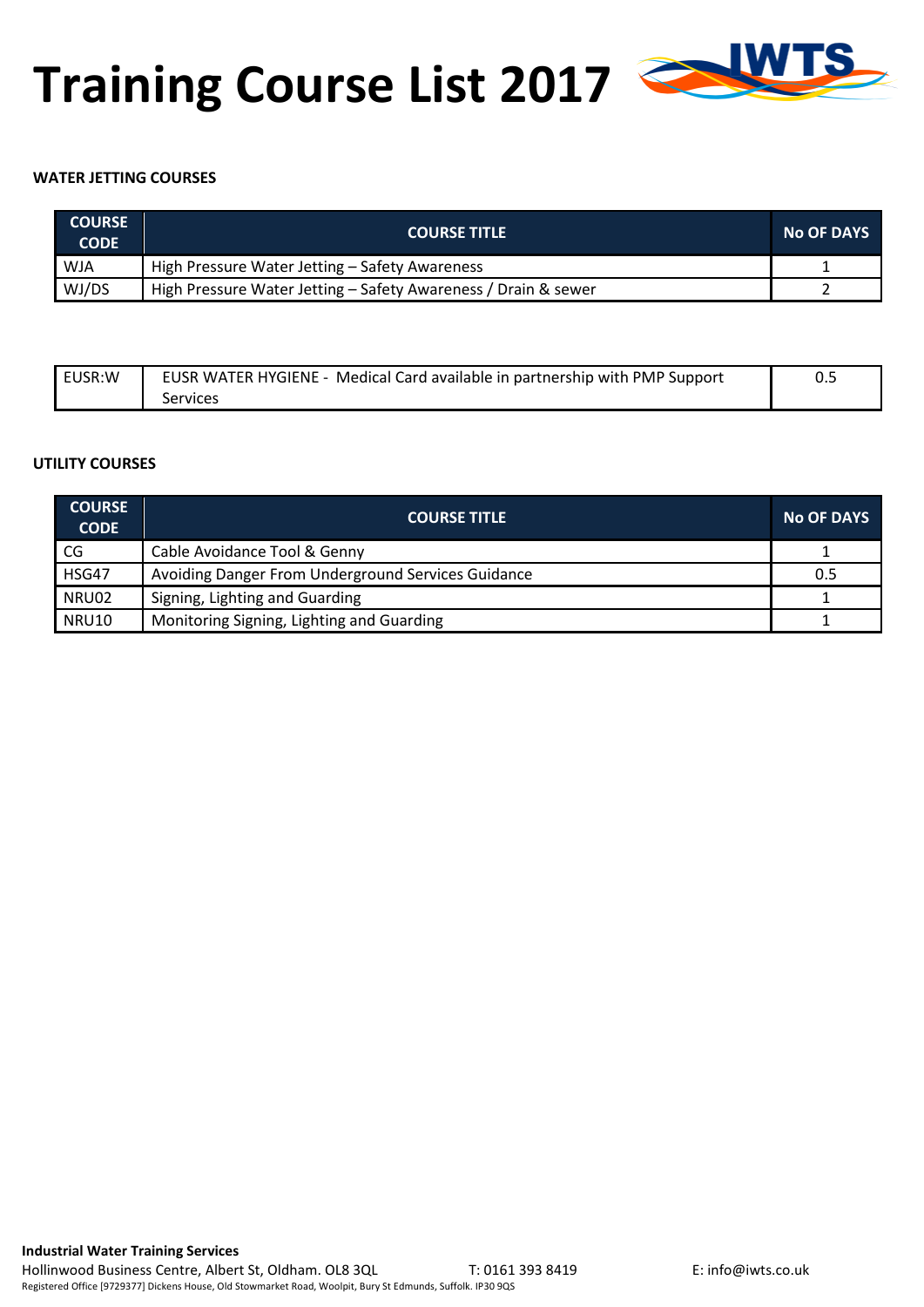# Training Course List 2017

**WATER JETTING COURSES**

| COURSE CODE | COURSE TITLE | No OF DAYS |
|---|---|---|
| WJA | High Pressure Water Jetting – Safety Awareness | 1 |
| WJ/DS | High Pressure Water Jetting – Safety Awareness / Drain & sewer | 2 |

| | | |
|---|---|---|
| EUSR:W | EUSR WATER HYGIENE - Medical Card available in partnership with PMP Support Services | 0.5 |

**UTILITY COURSES**

| COURSE CODE | COURSE TITLE | No OF DAYS |
|---|---|---|
| CG | Cable Avoidance Tool & Genny | 1 |
| HSG47 | Avoiding Danger From Underground Services Guidance | 0.5 |
| NRU02 | Signing, Lighting and Guarding | 1 |
| NRU10 | Monitoring Signing, Lighting and Guarding | 1 |

**Industrial Water Training Services**
Hollinwood Business Centre, Albert St, Oldham. OL8 3QL T: 0161 393 8419 E: info@iwts.co.uk
Registered Office [9729377] Dickens House, Old Stowmarket Road, Woolpit, Bury St Edmunds, Suffolk. IP30 9QS